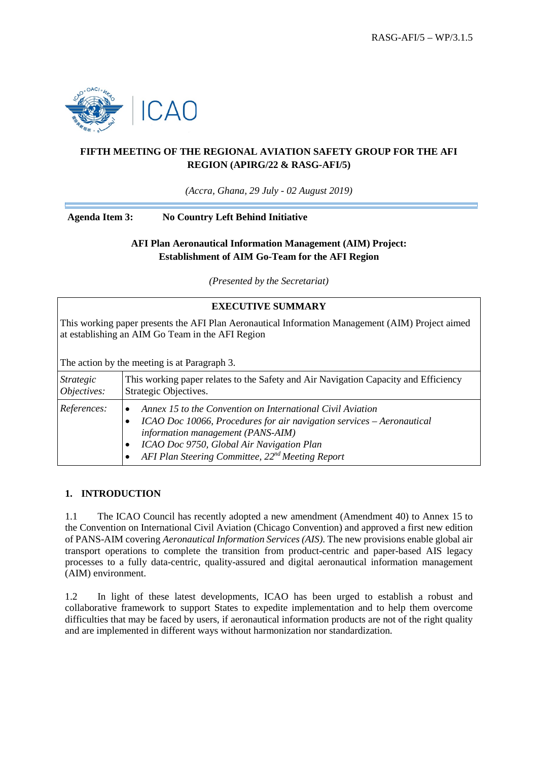RASG-AFI/5 – WP/3.1.5

# FIFTH MEETING OF THE REGIONAL AVIATION SAFETY GROUP FOR THE AFI REGION (APIRG/22 & RASG-AFI/5)

*(Accra, Ghana, 29 July - 02 August 2019)*

**Agenda Item 3: No Country Left Behind Initiative**

## AFI Plan Aeronautical Information Management (AIM) Project: Establishment of AIM Go-Team for the AFI Region

*(Presented by the Secretariat)*

| **EXECUTIVE SUMMARY** | |
|---|---|
| This working paper presents the AFI Plan Aeronautical Information Management (AIM) Project aimed at establishing an AIM Go Team in the AFI Region<br><br>The action by the meeting is at Paragraph 3. | |
| *Strategic Objectives:* | This working paper relates to the Safety and Air Navigation Capacity and Efficiency Strategic Objectives. |
| *References:* | • *Annex 15 to the Convention on International Civil Aviation*<br>• *ICAO Doc 10066, Procedures for air navigation services – Aeronautical information management (PANS-AIM)*<br>• *ICAO Doc 9750, Global Air Navigation Plan*<br>• *AFI Plan Steering Committee, 22nd Meeting Report* |

## 1. INTRODUCTION

1.1 The ICAO Council has recently adopted a new amendment (Amendment 40) to Annex 15 to the Convention on International Civil Aviation (Chicago Convention) and approved a first new edition of PANS-AIM covering *Aeronautical Information Services (AIS)*. The new provisions enable global air transport operations to complete the transition from product-centric and paper-based AIS legacy processes to a fully data-centric, quality-assured and digital aeronautical information management (AIM) environment.

1.2 In light of these latest developments, ICAO has been urged to establish a robust and collaborative framework to support States to expedite implementation and to help them overcome difficulties that may be faced by users, if aeronautical information products are not of the right quality and are implemented in different ways without harmonization nor standardization.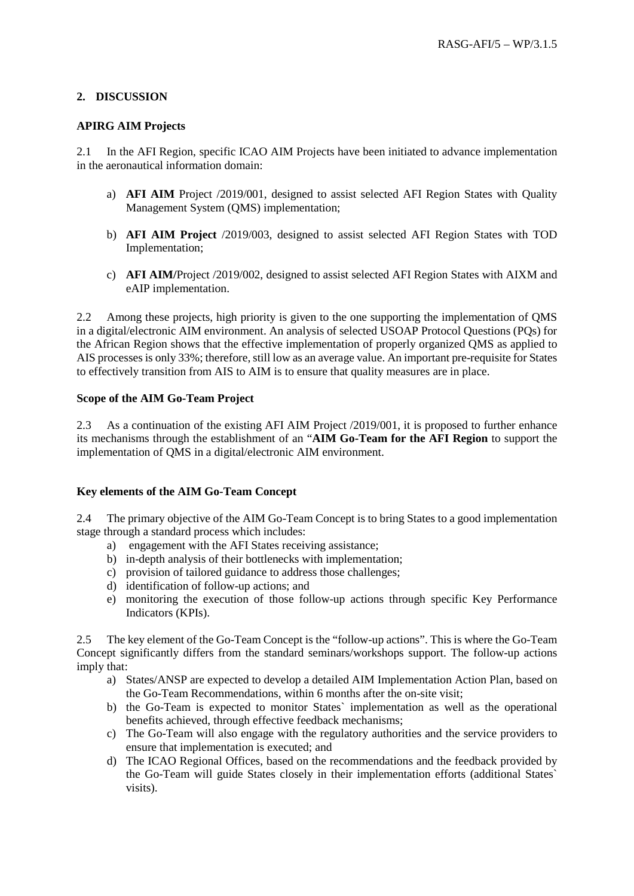## 2. DISCUSSION

**APIRG AIM Projects**

2.1 In the AFI Region, specific ICAO AIM Projects have been initiated to advance implementation in the aeronautical information domain:

a) **AFI AIM** Project /2019/001, designed to assist selected AFI Region States with Quality Management System (QMS) implementation;

b) **AFI AIM Project** /2019/003, designed to assist selected AFI Region States with TOD Implementation;

c) **AFI AIM/**Project /2019/002, designed to assist selected AFI Region States with AIXM and eAIP implementation.

2.2 Among these projects, high priority is given to the one supporting the implementation of QMS in a digital/electronic AIM environment. An analysis of selected USOAP Protocol Questions (PQs) for the African Region shows that the effective implementation of properly organized QMS as applied to AIS processes is only 33%; therefore, still low as an average value. An important pre-requisite for States to effectively transition from AIS to AIM is to ensure that quality measures are in place.

**Scope of the AIM Go-Team Project**

2.3 As a continuation of the existing AFI AIM Project /2019/001, it is proposed to further enhance its mechanisms through the establishment of an "**AIM Go-Team for the AFI Region** to support the implementation of QMS in a digital/electronic AIM environment.

**Key elements of the AIM Go-Team Concept**

2.4 The primary objective of the AIM Go-Team Concept is to bring States to a good implementation stage through a standard process which includes:

a) engagement with the AFI States receiving assistance;
b) in-depth analysis of their bottlenecks with implementation;
c) provision of tailored guidance to address those challenges;
d) identification of follow-up actions; and
e) monitoring the execution of those follow-up actions through specific Key Performance Indicators (KPIs).

2.5 The key element of the Go-Team Concept is the "follow-up actions". This is where the Go-Team Concept significantly differs from the standard seminars/workshops support. The follow-up actions imply that:

a) States/ANSP are expected to develop a detailed AIM Implementation Action Plan, based on the Go-Team Recommendations, within 6 months after the on-site visit;
b) the Go-Team is expected to monitor States` implementation as well as the operational benefits achieved, through effective feedback mechanisms;
c) The Go-Team will also engage with the regulatory authorities and the service providers to ensure that implementation is executed; and
d) The ICAO Regional Offices, based on the recommendations and the feedback provided by the Go-Team will guide States closely in their implementation efforts (additional States` visits).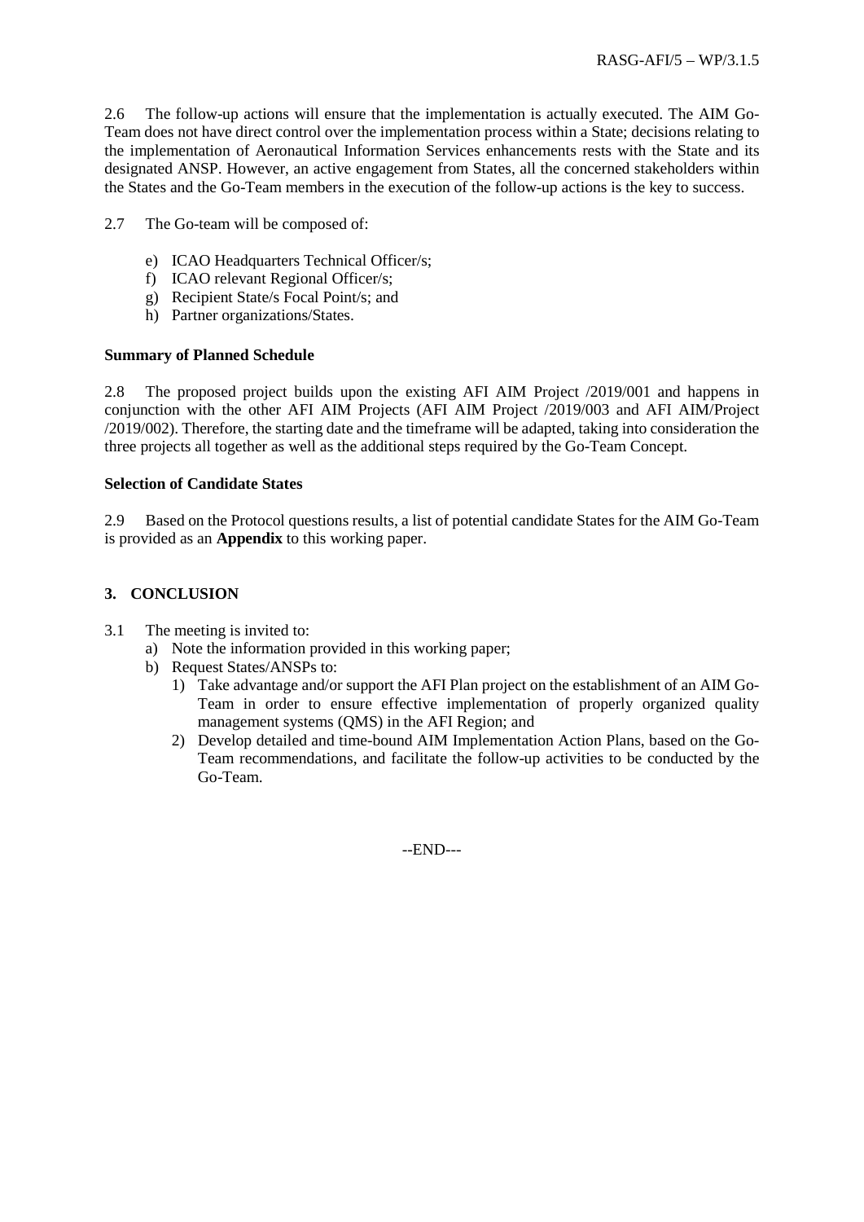2.6 The follow-up actions will ensure that the implementation is actually executed. The AIM Go-Team does not have direct control over the implementation process within a State; decisions relating to the implementation of Aeronautical Information Services enhancements rests with the State and its designated ANSP. However, an active engagement from States, all the concerned stakeholders within the States and the Go-Team members in the execution of the follow-up actions is the key to success.

2.7 The Go-team will be composed of:

e) ICAO Headquarters Technical Officer/s;
f) ICAO relevant Regional Officer/s;
g) Recipient State/s Focal Point/s; and
h) Partner organizations/States.

**Summary of Planned Schedule**

2.8 The proposed project builds upon the existing AFI AIM Project /2019/001 and happens in conjunction with the other AFI AIM Projects (AFI AIM Project /2019/003 and AFI AIM/Project /2019/002). Therefore, the starting date and the timeframe will be adapted, taking into consideration the three projects all together as well as the additional steps required by the Go-Team Concept.

**Selection of Candidate States**

2.9 Based on the Protocol questions results, a list of potential candidate States for the AIM Go-Team is provided as an **Appendix** to this working paper.

## 3. CONCLUSION

3.1 The meeting is invited to:

a) Note the information provided in this working paper;
b) Request States/ANSPs to:
    1) Take advantage and/or support the AFI Plan project on the establishment of an AIM Go-Team in order to ensure effective implementation of properly organized quality management systems (QMS) in the AFI Region; and
    2) Develop detailed and time-bound AIM Implementation Action Plans, based on the Go-Team recommendations, and facilitate the follow-up activities to be conducted by the Go-Team.

--END---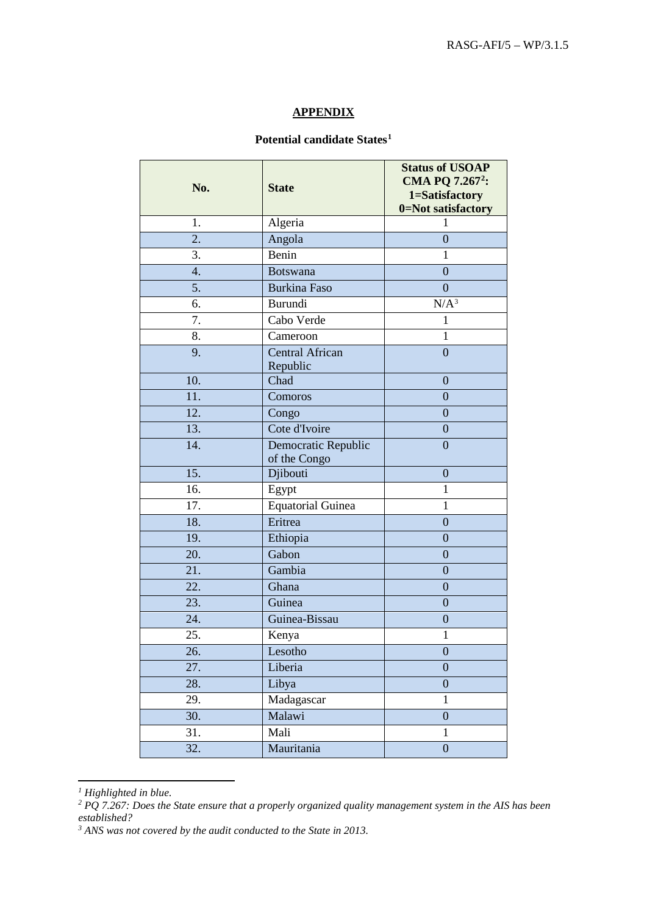# APPENDIX

**Potential candidate States**[1]

| No. | State | Status of USOAP CMA PQ 7.267[2]: 1=Satisfactory 0=Not satisfactory |
|---|---|---|
| 1. | Algeria | 1 |
| 2. | Angola | 0 |
| 3. | Benin | 1 |
| 4. | Botswana | 0 |
| 5. | Burkina Faso | 0 |
| 6. | Burundi | N/A[3] |
| 7. | Cabo Verde | 1 |
| 8. | Cameroon | 1 |
| 9. | Central African Republic | 0 |
| 10. | Chad | 0 |
| 11. | Comoros | 0 |
| 12. | Congo | 0 |
| 13. | Cote d'Ivoire | 0 |
| 14. | Democratic Republic of the Congo | 0 |
| 15. | Djibouti | 0 |
| 16. | Egypt | 1 |
| 17. | Equatorial Guinea | 1 |
| 18. | Eritrea | 0 |
| 19. | Ethiopia | 0 |
| 20. | Gabon | 0 |
| 21. | Gambia | 0 |
| 22. | Ghana | 0 |
| 23. | Guinea | 0 |
| 24. | Guinea-Bissau | 0 |
| 25. | Kenya | 1 |
| 26. | Lesotho | 0 |
| 27. | Liberia | 0 |
| 28. | Libya | 0 |
| 29. | Madagascar | 1 |
| 30. | Malawi | 0 |
| 31. | Mali | 1 |
| 32. | Mauritania | 0 |

---

*[1] Highlighted in blue.*

*[2] PQ 7.267: Does the State ensure that a properly organized quality management system in the AIS has been established?*

*[3] ANS was not covered by the audit conducted to the State in 2013.*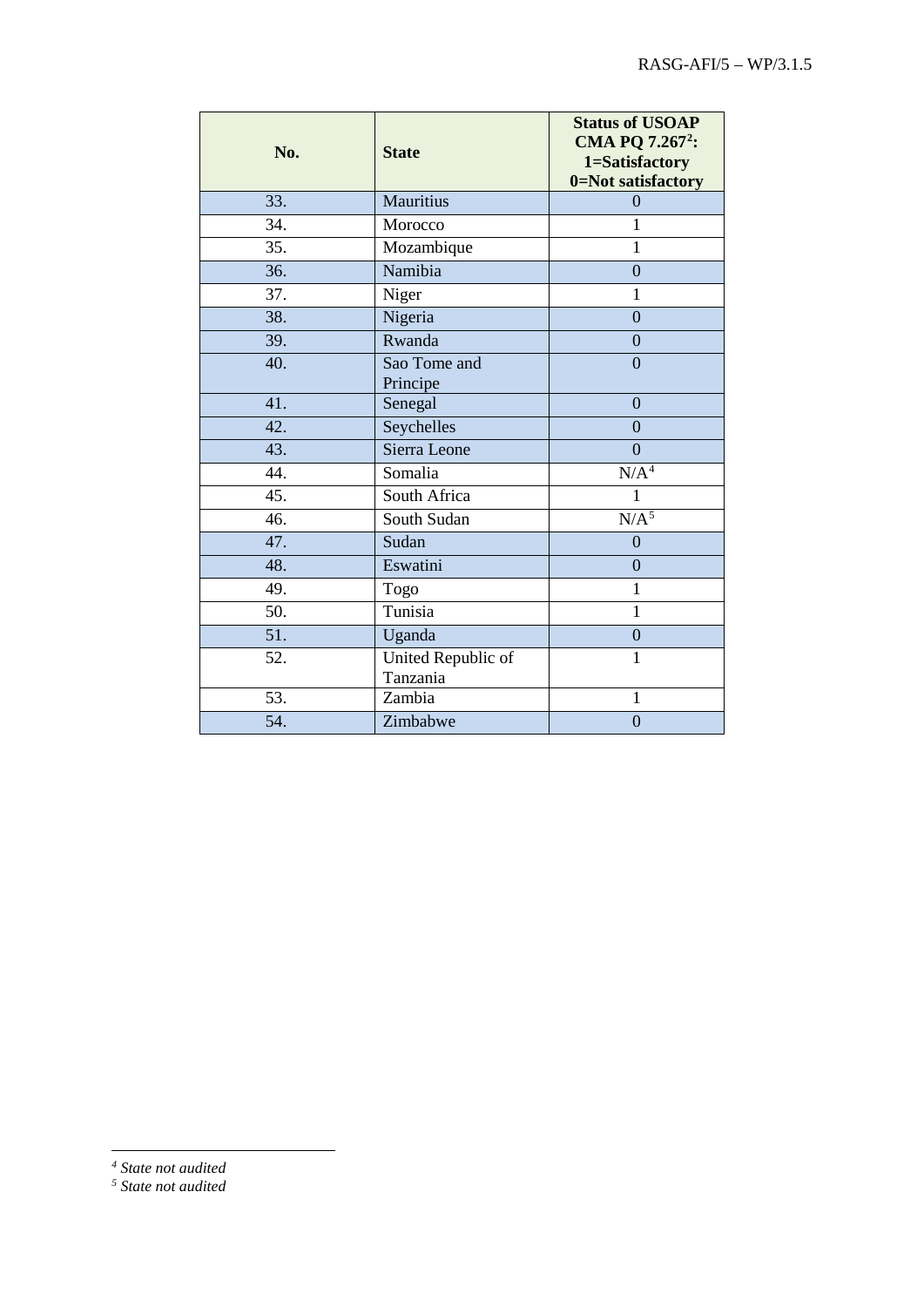| No. | State | Status of USOAP CMA PQ 7.267[2]: 1=Satisfactory 0=Not satisfactory |
|---|---|---|
| 33. | Mauritius | 0 |
| 34. | Morocco | 1 |
| 35. | Mozambique | 1 |
| 36. | Namibia | 0 |
| 37. | Niger | 1 |
| 38. | Nigeria | 0 |
| 39. | Rwanda | 0 |
| 40. | Sao Tome and Principe | 0 |
| 41. | Senegal | 0 |
| 42. | Seychelles | 0 |
| 43. | Sierra Leone | 0 |
| 44. | Somalia | N/A[4] |
| 45. | South Africa | 1 |
| 46. | South Sudan | N/A[5] |
| 47. | Sudan | 0 |
| 48. | Eswatini | 0 |
| 49. | Togo | 1 |
| 50. | Tunisia | 1 |
| 51. | Uganda | 0 |
| 52. | United Republic of Tanzania | 1 |
| 53. | Zambia | 1 |
| 54. | Zimbabwe | 0 |

[4] *State not audited*

[5] *State not audited*